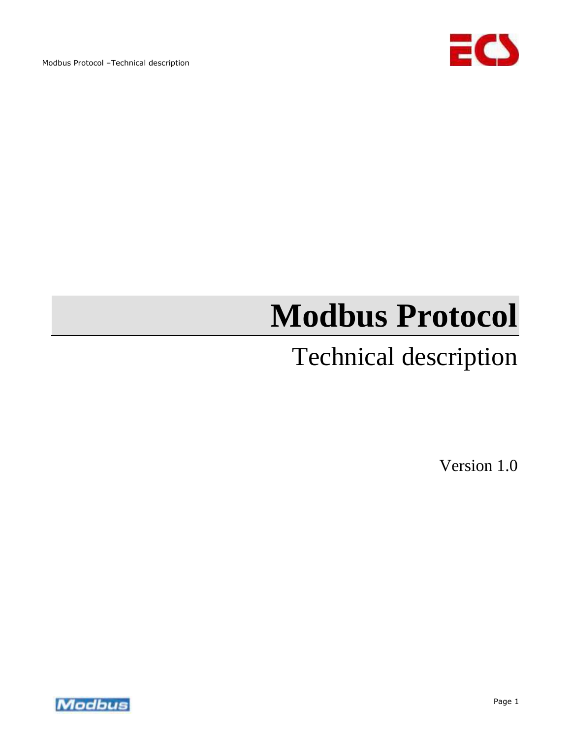# Modbus Protocol

## Technical description

Version 1.0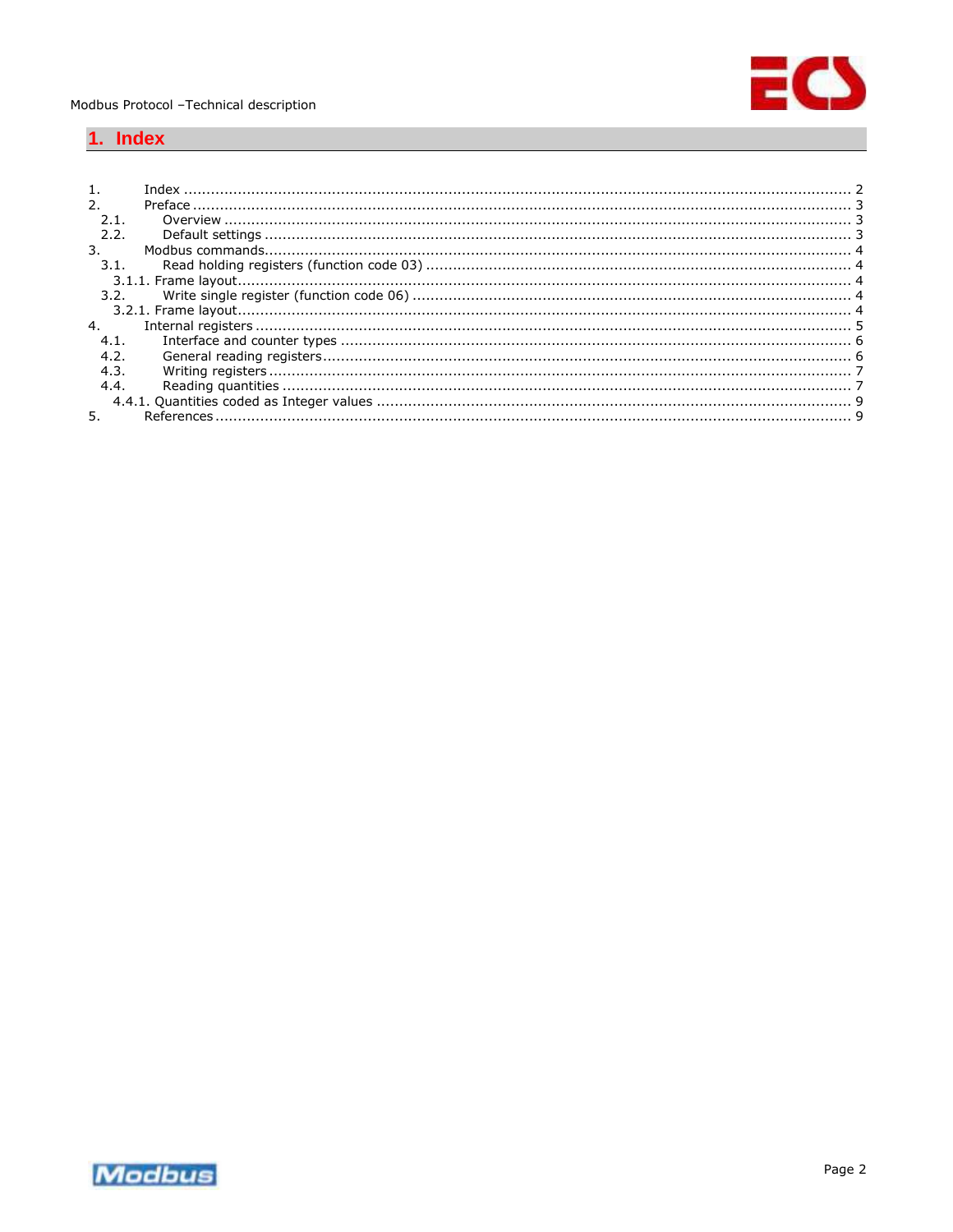# 1. Index

1. Index ........................................................................................................................................... 2
2. Preface ......................................................................................................................................... 3
   2.1. Overview ................................................................................................................................. 3
   2.2. Default settings ........................................................................................................................ 3
3. Modbus commands........................................................................................................................ 4
   3.1. Read holding registers (function code 03) .................................................................................... 4
      3.1.1. Frame layout......................................................................................................................... 4
   3.2. Write single register (function code 06) ....................................................................................... 4
      3.2.1. Frame layout......................................................................................................................... 4
4. Internal registers ........................................................................................................................... 5
   4.1. Interface and counter types ......................................................................................................... 6
   4.2. General reading registers............................................................................................................. 6
   4.3. Writing registers ........................................................................................................................ 7
   4.4. Reading quantities ..................................................................................................................... 7
      4.4.1. Quantities coded as Integer values ........................................................................................... 9
5. References ................................................................................................................................... 9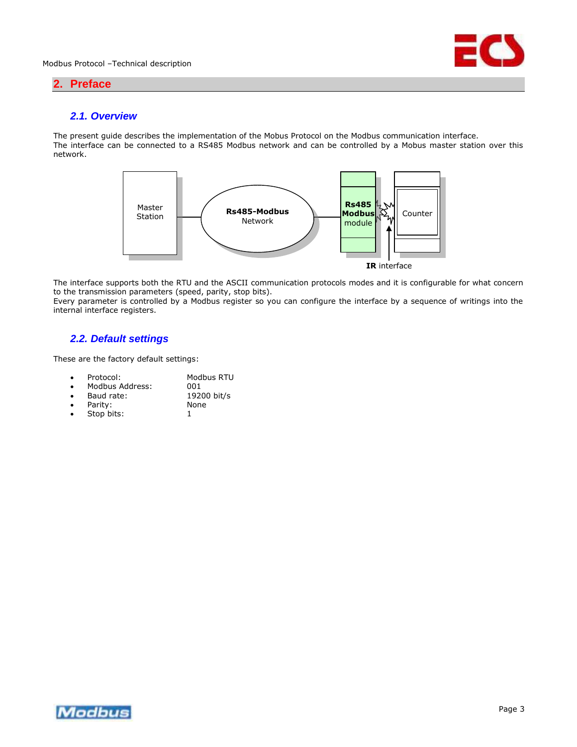## 2. Preface

### 2.1. Overview

The present guide describes the implementation of the Mobus Protocol on the Modbus communication interface.
The interface can be connected to a RS485 Modbus network and can be controlled by a Mobus master station over this network.

Master Station — **Rs485-Modbus** Network — **Rs485 Modbus** module — Counter

**IR** interface

The interface supports both the RTU and the ASCII communication protocols modes and it is configurable for what concern to the transmission parameters (speed, parity, stop bits).
Every parameter is controlled by a Modbus register so you can configure the interface by a sequence of writings into the internal interface registers.

### 2.2. Default settings

These are the factory default settings:

- Protocol: Modbus RTU
- Modbus Address: 001
- Baud rate: 19200 bit/s
- Parity: None
- Stop bits: 1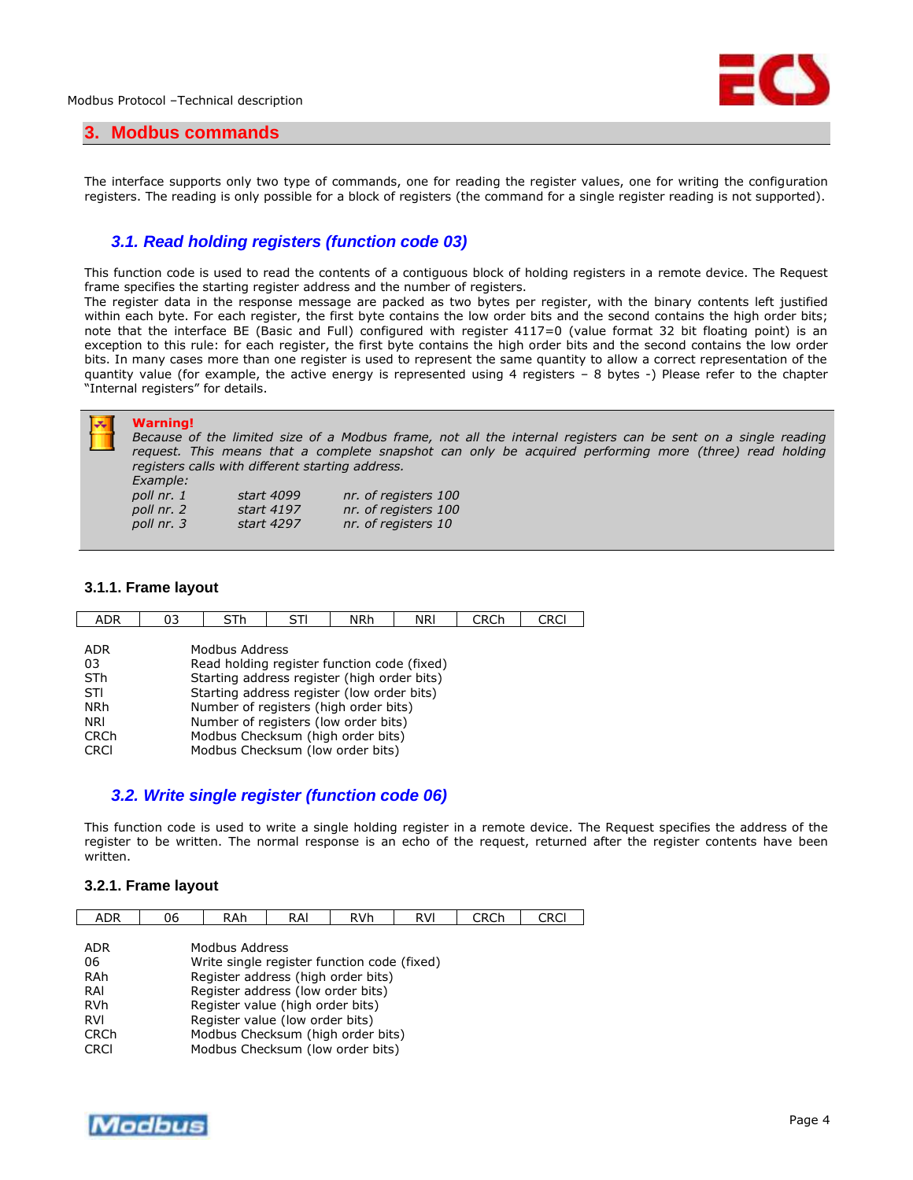# 3. Modbus commands

The interface supports only two type of commands, one for reading the register values, one for writing the configuration registers. The reading is only possible for a block of registers (the command for a single register reading is not supported).

## 3.1. Read holding registers (function code 03)

This function code is used to read the contents of a contiguous block of holding registers in a remote device. The Request frame specifies the starting register address and the number of registers.
The register data in the response message are packed as two bytes per register, with the binary contents left justified within each byte. For each register, the first byte contains the low order bits and the second contains the high order bits; note that the interface BE (Basic and Full) configured with register 4117=0 (value format 32 bit floating point) is an exception to this rule: for each register, the first byte contains the high order bits and the second contains the low order bits. In many cases more than one register is used to represent the same quantity to allow a correct representation of the quantity value (for example, the active energy is represented using 4 registers – 8 bytes -) Please refer to the chapter "Internal registers" for details.

> **Warning!**
> *Because of the limited size of a Modbus frame, not all the internal registers can be sent on a single reading request. This means that a complete snapshot can only be acquired performing more (three) read holding registers calls with different starting address.*
> *Example:*
>
> | | | |
> |---|---|---|
> | *poll nr. 1* | *start 4099* | *nr. of registers 100* |
> | *poll nr. 2* | *start 4197* | *nr. of registers 100* |
> | *poll nr. 3* | *start 4297* | *nr. of registers 10* |

### 3.1.1. Frame layout

| ADR | 03 | STh | STl | NRh | NRl | CRCh | CRCl |
|---|---|---|---|---|---|---|---|

| | |
|---|---|
| ADR | Modbus Address |
| 03 | Read holding register function code (fixed) |
| STh | Starting address register (high order bits) |
| STl | Starting address register (low order bits) |
| NRh | Number of registers (high order bits) |
| NRl | Number of registers (low order bits) |
| CRCh | Modbus Checksum (high order bits) |
| CRCl | Modbus Checksum (low order bits) |

## 3.2. Write single register (function code 06)

This function code is used to write a single holding register in a remote device. The Request specifies the address of the register to be written. The normal response is an echo of the request, returned after the register contents have been written.

### 3.2.1. Frame layout

| ADR | 06 | RAh | RAl | RVh | RVl | CRCh | CRCl |
|---|---|---|---|---|---|---|---|

| | |
|---|---|
| ADR | Modbus Address |
| 06 | Write single register function code (fixed) |
| RAh | Register address (high order bits) |
| RAl | Register address (low order bits) |
| RVh | Register value (high order bits) |
| RVl | Register value (low order bits) |
| CRCh | Modbus Checksum (high order bits) |
| CRCl | Modbus Checksum (low order bits) |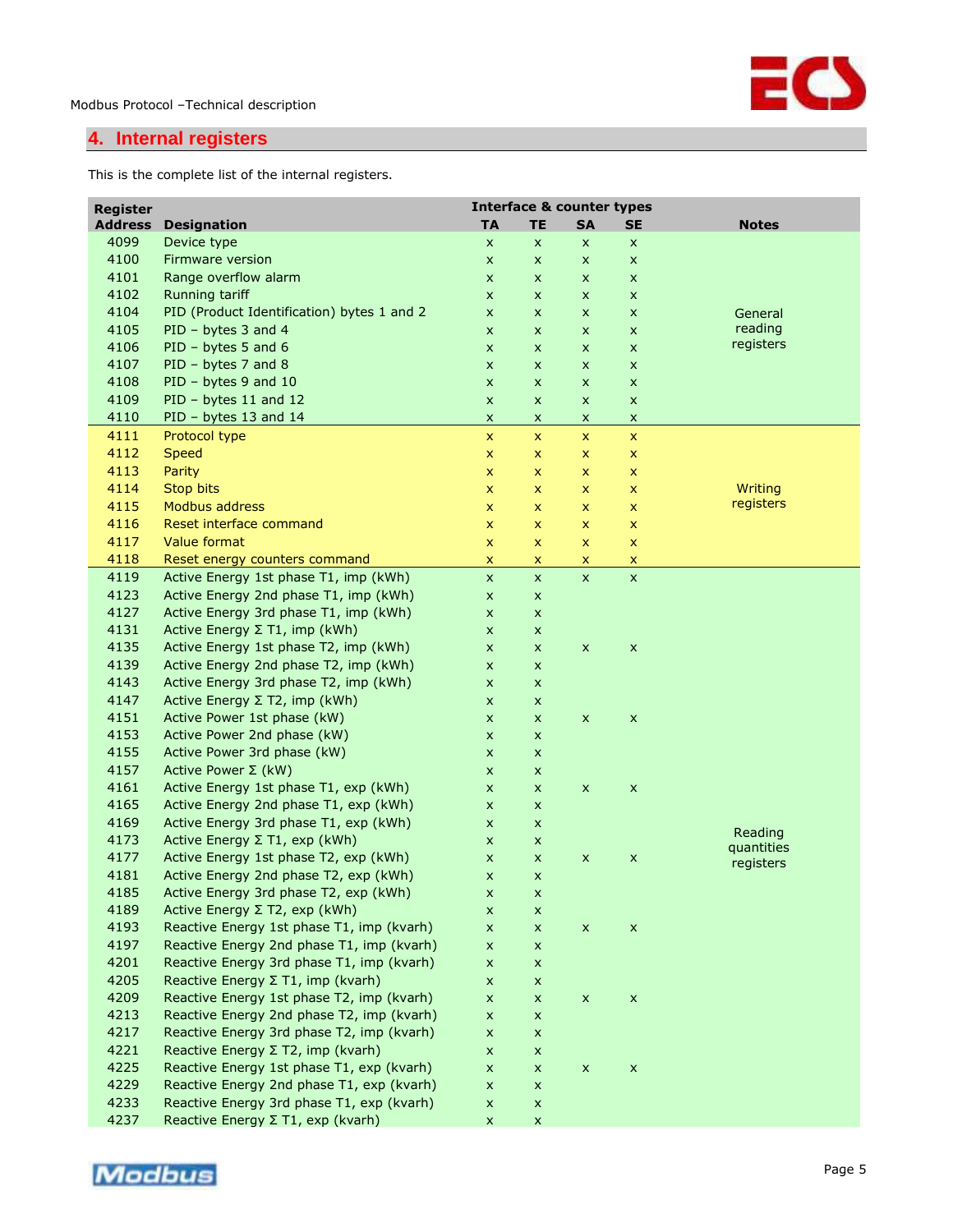## 4. Internal registers

This is the complete list of the internal registers.

| Register Address | Designation | Interface & counter types | | | | Notes |
|---|---|---|---|---|---|---|
| | | TA | TE | SA | SE | |
| 4099 | Device type | x | x | x | x | General reading registers |
| 4100 | Firmware version | x | x | x | x | |
| 4101 | Range overflow alarm | x | x | x | x | |
| 4102 | Running tariff | x | x | x | x | |
| 4104 | PID (Product Identification) bytes 1 and 2 | x | x | x | x | |
| 4105 | PID – bytes 3 and 4 | x | x | x | x | |
| 4106 | PID – bytes 5 and 6 | x | x | x | x | |
| 4107 | PID – bytes 7 and 8 | x | x | x | x | |
| 4108 | PID – bytes 9 and 10 | x | x | x | x | |
| 4109 | PID – bytes 11 and 12 | x | x | x | x | |
| 4110 | PID – bytes 13 and 14 | x | x | x | x | |
| 4111 | Protocol type | x | x | x | x | Writing registers |
| 4112 | Speed | x | x | x | x | |
| 4113 | Parity | x | x | x | x | |
| 4114 | Stop bits | x | x | x | x | |
| 4115 | Modbus address | x | x | x | x | |
| 4116 | Reset interface command | x | x | x | x | |
| 4117 | Value format | x | x | x | x | |
| 4118 | Reset energy counters command | x | x | x | x | |
| 4119 | Active Energy 1st phase T1, imp (kWh) | x | x | x | x | Reading quantities registers |
| 4123 | Active Energy 2nd phase T1, imp (kWh) | x | x | | | |
| 4127 | Active Energy 3rd phase T1, imp (kWh) | x | x | | | |
| 4131 | Active Energy Σ T1, imp (kWh) | x | x | | | |
| 4135 | Active Energy 1st phase T2, imp (kWh) | x | x | x | x | |
| 4139 | Active Energy 2nd phase T2, imp (kWh) | x | x | | | |
| 4143 | Active Energy 3rd phase T2, imp (kWh) | x | x | | | |
| 4147 | Active Energy Σ T2, imp (kWh) | x | x | | | |
| 4151 | Active Power 1st phase (kW) | x | x | x | x | |
| 4153 | Active Power 2nd phase (kW) | x | x | | | |
| 4155 | Active Power 3rd phase (kW) | x | x | | | |
| 4157 | Active Power Σ (kW) | x | x | | | |
| 4161 | Active Energy 1st phase T1, exp (kWh) | x | x | x | x | |
| 4165 | Active Energy 2nd phase T1, exp (kWh) | x | x | | | |
| 4169 | Active Energy 3rd phase T1, exp (kWh) | x | x | | | |
| 4173 | Active Energy Σ T1, exp (kWh) | x | x | | | |
| 4177 | Active Energy 1st phase T2, exp (kWh) | x | x | x | x | |
| 4181 | Active Energy 2nd phase T2, exp (kWh) | x | x | | | |
| 4185 | Active Energy 3rd phase T2, exp (kWh) | x | x | | | |
| 4189 | Active Energy Σ T2, exp (kWh) | x | x | | | |
| 4193 | Reactive Energy 1st phase T1, imp (kvarh) | x | x | x | x | |
| 4197 | Reactive Energy 2nd phase T1, imp (kvarh) | x | x | | | |
| 4201 | Reactive Energy 3rd phase T1, imp (kvarh) | x | x | | | |
| 4205 | Reactive Energy Σ T1, imp (kvarh) | x | x | | | |
| 4209 | Reactive Energy 1st phase T2, imp (kvarh) | x | x | x | x | |
| 4213 | Reactive Energy 2nd phase T2, imp (kvarh) | x | x | | | |
| 4217 | Reactive Energy 3rd phase T2, imp (kvarh) | x | x | | | |
| 4221 | Reactive Energy Σ T2, imp (kvarh) | x | x | | | |
| 4225 | Reactive Energy 1st phase T1, exp (kvarh) | x | x | x | x | |
| 4229 | Reactive Energy 2nd phase T1, exp (kvarh) | x | x | | | |
| 4233 | Reactive Energy 3rd phase T1, exp (kvarh) | x | x | | | |
| 4237 | Reactive Energy Σ T1, exp (kvarh) | x | x | | | |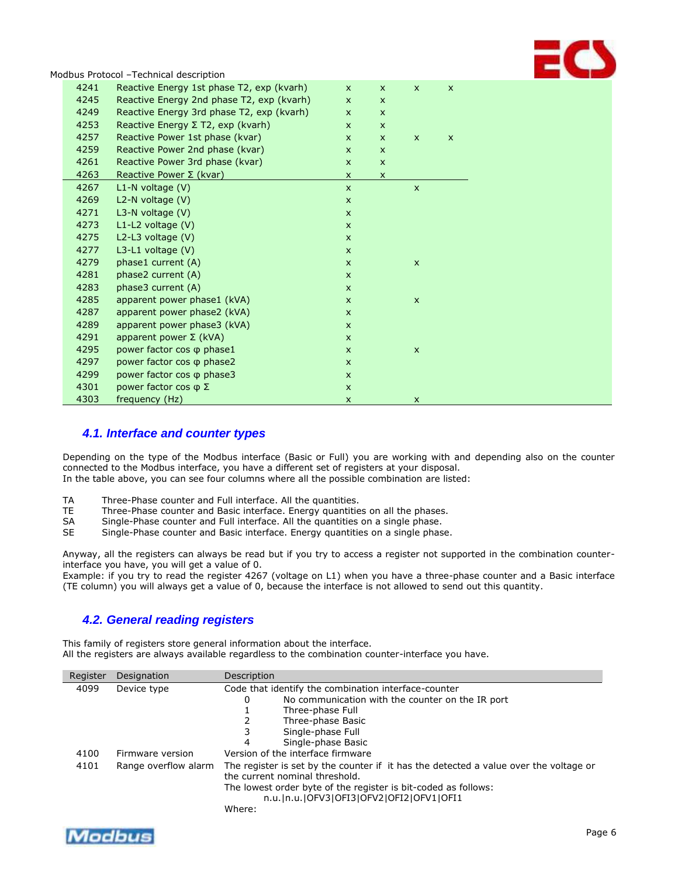| | | TA | TE | SA | SE |
|---|---|---|---|---|---|
| 4241 | Reactive Energy 1st phase T2, exp (kvarh) | x | x | x | x |
| 4245 | Reactive Energy 2nd phase T2, exp (kvarh) | x | x | | |
| 4249 | Reactive Energy 3rd phase T2, exp (kvarh) | x | x | | |
| 4253 | Reactive Energy Σ T2, exp (kvarh) | x | x | | |
| 4257 | Reactive Power 1st phase (kvar) | x | x | x | x |
| 4259 | Reactive Power 2nd phase (kvar) | x | x | | |
| 4261 | Reactive Power 3rd phase (kvar) | x | x | | |
| 4263 | Reactive Power Σ (kvar) | x | x | | |
| 4267 | L1-N voltage (V) | x | | x | |
| 4269 | L2-N voltage (V) | x | | | |
| 4271 | L3-N voltage (V) | x | | | |
| 4273 | L1-L2 voltage (V) | x | | | |
| 4275 | L2-L3 voltage (V) | x | | | |
| 4277 | L3-L1 voltage (V) | x | | | |
| 4279 | phase1 current (A) | x | | x | |
| 4281 | phase2 current (A) | x | | | |
| 4283 | phase3 current (A) | x | | | |
| 4285 | apparent power phase1 (kVA) | x | | x | |
| 4287 | apparent power phase2 (kVA) | x | | | |
| 4289 | apparent power phase3 (kVA) | x | | | |
| 4291 | apparent power Σ (kVA) | x | | | |
| 4295 | power factor cos φ phase1 | x | | x | |
| 4297 | power factor cos φ phase2 | x | | | |
| 4299 | power factor cos φ phase3 | x | | | |
| 4301 | power factor cos φ Σ | x | | | |
| 4303 | frequency (Hz) | x | | x | |

## *4.1. Interface and counter types*

Depending on the type of the Modbus interface (Basic or Full) you are working with and depending also on the counter connected to the Modbus interface, you have a different set of registers at your disposal.
In the table above, you can see four columns where all the possible combination are listed:

- TA Three-Phase counter and Full interface. All the quantities.
- TE Three-Phase counter and Basic interface. Energy quantities on all the phases.
- SA Single-Phase counter and Full interface. All the quantities on a single phase.
- SE Single-Phase counter and Basic interface. Energy quantities on a single phase.

Anyway, all the registers can always be read but if you try to access a register not supported in the combination counter-interface you have, you will get a value of 0.
Example: if you try to read the register 4267 (voltage on L1) when you have a three-phase counter and a Basic interface (TE column) you will always get a value of 0, because the interface is not allowed to send out this quantity.

## *4.2. General reading registers*

This family of registers store general information about the interface.
All the registers are always available regardless to the combination counter-interface you have.

| Register | Designation | Description |
|---|---|---|
| 4099 | Device type | Code that identify the combination interface-counter<br>0 No communication with the counter on the IR port<br>1 Three-phase Full<br>2 Three-phase Basic<br>3 Single-phase Full<br>4 Single-phase Basic |
| 4100 | Firmware version | Version of the interface firmware |
| 4101 | Range overflow alarm | The register is set by the counter if it has the detected a value over the voltage or the current nominal threshold.<br>The lowest order byte of the register is bit-coded as follows:<br>n.u.\|n.u.\|OFV3\|OFI3\|OFV2\|OFI2\|OFV1\|OFI1<br>Where: |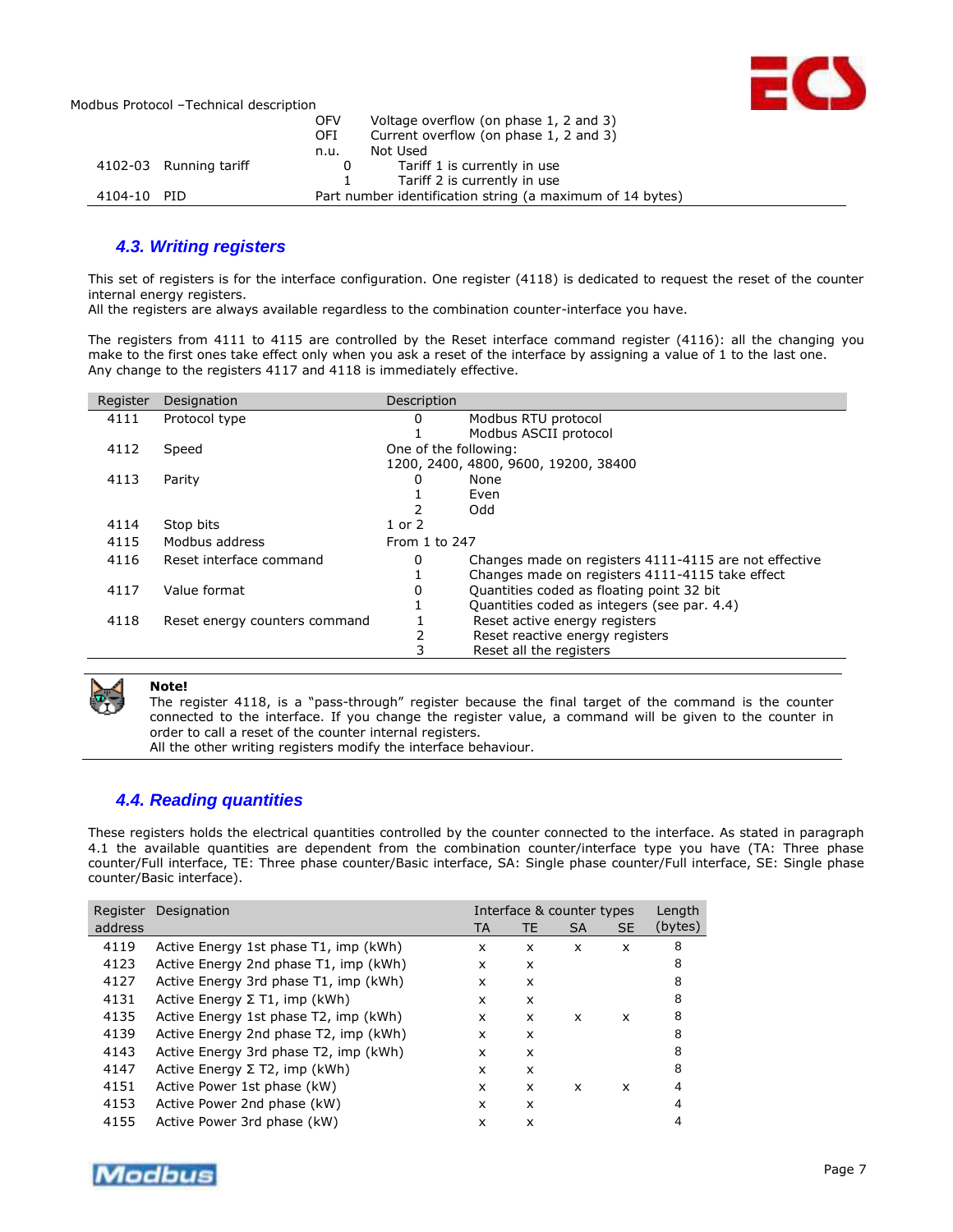| | | | |
|---|---|---|---|
| | | OFV | Voltage overflow (on phase 1, 2 and 3) |
| | | OFI | Current overflow (on phase 1, 2 and 3) |
| | | n.u. | Not Used |
| 4102-03 | Running tariff | 0 | Tariff 1 is currently in use |
| | | 1 | Tariff 2 is currently in use |
| 4104-10 | PID | Part number identification string (a maximum of 14 bytes) | |

## 4.3. Writing registers

This set of registers is for the interface configuration. One register (4118) is dedicated to request the reset of the counter internal energy registers.
All the registers are always available regardless to the combination counter-interface you have.

The registers from 4111 to 4115 are controlled by the Reset interface command register (4116): all the changing you make to the first ones take effect only when you ask a reset of the interface by assigning a value of 1 to the last one.
Any change to the registers 4117 and 4118 is immediately effective.

| Register | Designation | Description | |
|---|---|---|---|
| 4111 | Protocol type | 0 | Modbus RTU protocol |
| | | 1 | Modbus ASCII protocol |
| 4112 | Speed | One of the following: 1200, 2400, 4800, 9600, 19200, 38400 | |
| 4113 | Parity | 0 | None |
| | | 1 | Even |
| | | 2 | Odd |
| 4114 | Stop bits | 1 or 2 | |
| 4115 | Modbus address | From 1 to 247 | |
| 4116 | Reset interface command | 0 | Changes made on registers 4111-4115 are not effective |
| | | 1 | Changes made on registers 4111-4115 take effect |
| 4117 | Value format | 0 | Quantities coded as floating point 32 bit |
| | | 1 | Quantities coded as integers (see par. 4.4) |
| 4118 | Reset energy counters command | 1 | Reset active energy registers |
| | | 2 | Reset reactive energy registers |
| | | 3 | Reset all the registers |

**Note!**
The register 4118, is a "pass-through" register because the final target of the command is the counter connected to the interface. If you change the register value, a command will be given to the counter in order to call a reset of the counter internal registers.
All the other writing registers modify the interface behaviour.

## 4.4. Reading quantities

These registers holds the electrical quantities controlled by the counter connected to the interface. As stated in paragraph 4.1 the available quantities are dependent from the combination counter/interface type you have (TA: Three phase counter/Full interface, TE: Three phase counter/Basic interface, SA: Single phase counter/Full interface, SE: Single phase counter/Basic interface).

| Register address | Designation | Interface & counter types | | | | Length (bytes) |
|---|---|---|---|---|---|---|
| | | TA | TE | SA | SE | |
| 4119 | Active Energy 1st phase T1, imp (kWh) | x | x | x | x | 8 |
| 4123 | Active Energy 2nd phase T1, imp (kWh) | x | x | | | 8 |
| 4127 | Active Energy 3rd phase T1, imp (kWh) | x | x | | | 8 |
| 4131 | Active Energy Σ T1, imp (kWh) | x | x | | | 8 |
| 4135 | Active Energy 1st phase T2, imp (kWh) | x | x | x | x | 8 |
| 4139 | Active Energy 2nd phase T2, imp (kWh) | x | x | | | 8 |
| 4143 | Active Energy 3rd phase T2, imp (kWh) | x | x | | | 8 |
| 4147 | Active Energy Σ T2, imp (kWh) | x | x | | | 8 |
| 4151 | Active Power 1st phase (kW) | x | x | x | x | 4 |
| 4153 | Active Power 2nd phase (kW) | x | x | | | 4 |
| 4155 | Active Power 3rd phase (kW) | x | x | | | 4 |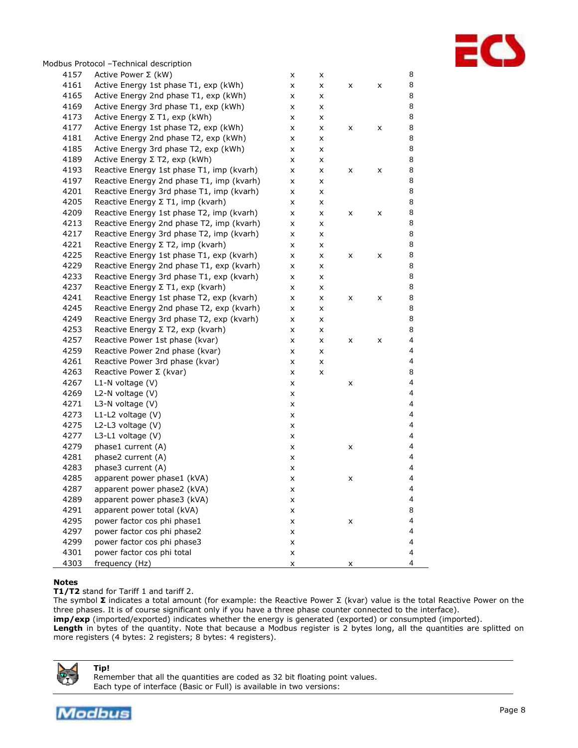| | | | | | | |
|---|---|---|---|---|---|---|
| 4157 | Active Power Σ (kW) | x | x | | | 8 |
| 4161 | Active Energy 1st phase T1, exp (kWh) | x | x | x | x | 8 |
| 4165 | Active Energy 2nd phase T1, exp (kWh) | x | x | | | 8 |
| 4169 | Active Energy 3rd phase T1, exp (kWh) | x | x | | | 8 |
| 4173 | Active Energy Σ T1, exp (kWh) | x | x | | | 8 |
| 4177 | Active Energy 1st phase T2, exp (kWh) | x | x | x | x | 8 |
| 4181 | Active Energy 2nd phase T2, exp (kWh) | x | x | | | 8 |
| 4185 | Active Energy 3rd phase T2, exp (kWh) | x | x | | | 8 |
| 4189 | Active Energy Σ T2, exp (kWh) | x | x | | | 8 |
| 4193 | Reactive Energy 1st phase T1, imp (kvarh) | x | x | x | x | 8 |
| 4197 | Reactive Energy 2nd phase T1, imp (kvarh) | x | x | | | 8 |
| 4201 | Reactive Energy 3rd phase T1, imp (kvarh) | x | x | | | 8 |
| 4205 | Reactive Energy Σ T1, imp (kvarh) | x | x | | | 8 |
| 4209 | Reactive Energy 1st phase T2, imp (kvarh) | x | x | x | x | 8 |
| 4213 | Reactive Energy 2nd phase T2, imp (kvarh) | x | x | | | 8 |
| 4217 | Reactive Energy 3rd phase T2, imp (kvarh) | x | x | | | 8 |
| 4221 | Reactive Energy Σ T2, imp (kvarh) | x | x | | | 8 |
| 4225 | Reactive Energy 1st phase T1, exp (kvarh) | x | x | x | x | 8 |
| 4229 | Reactive Energy 2nd phase T1, exp (kvarh) | x | x | | | 8 |
| 4233 | Reactive Energy 3rd phase T1, exp (kvarh) | x | x | | | 8 |
| 4237 | Reactive Energy Σ T1, exp (kvarh) | x | x | | | 8 |
| 4241 | Reactive Energy 1st phase T2, exp (kvarh) | x | x | x | x | 8 |
| 4245 | Reactive Energy 2nd phase T2, exp (kvarh) | x | x | | | 8 |
| 4249 | Reactive Energy 3rd phase T2, exp (kvarh) | x | x | | | 8 |
| 4253 | Reactive Energy Σ T2, exp (kvarh) | x | x | | | 8 |
| 4257 | Reactive Power 1st phase (kvar) | x | x | x | x | 4 |
| 4259 | Reactive Power 2nd phase (kvar) | x | x | | | 4 |
| 4261 | Reactive Power 3rd phase (kvar) | x | x | | | 4 |
| 4263 | Reactive Power Σ (kvar) | x | x | | | 8 |
| 4267 | L1-N voltage (V) | x | | x | | 4 |
| 4269 | L2-N voltage (V) | x | | | | 4 |
| 4271 | L3-N voltage (V) | x | | | | 4 |
| 4273 | L1-L2 voltage (V) | x | | | | 4 |
| 4275 | L2-L3 voltage (V) | x | | | | 4 |
| 4277 | L3-L1 voltage (V) | x | | | | 4 |
| 4279 | phase1 current (A) | x | | x | | 4 |
| 4281 | phase2 current (A) | x | | | | 4 |
| 4283 | phase3 current (A) | x | | | | 4 |
| 4285 | apparent power phase1 (kVA) | x | | x | | 4 |
| 4287 | apparent power phase2 (kVA) | x | | | | 4 |
| 4289 | apparent power phase3 (kVA) | x | | | | 4 |
| 4291 | apparent power total (kVA) | x | | | | 8 |
| 4295 | power factor cos phi phase1 | x | | x | | 4 |
| 4297 | power factor cos phi phase2 | x | | | | 4 |
| 4299 | power factor cos phi phase3 | x | | | | 4 |
| 4301 | power factor cos phi total | x | | | | 4 |
| 4303 | frequency (Hz) | x | | x | | 4 |

**Notes**

**T1/T2** stand for Tariff 1 and tariff 2.

The symbol **Σ** indicates a total amount (for example: the Reactive Power Σ (kvar) value is the total Reactive Power on the three phases. It is of course significant only if you have a three phase counter connected to the interface).

**imp/exp** (imported/exported) indicates whether the energy is generated (exported) or consumpted (imported).

**Length** in bytes of the quantity. Note that because a Modbus register is 2 bytes long, all the quantities are splitted on more registers (4 bytes: 2 registers; 8 bytes: 4 registers).

**Tip!**
Remember that all the quantities are coded as 32 bit floating point values.
Each type of interface (Basic or Full) is available in two versions: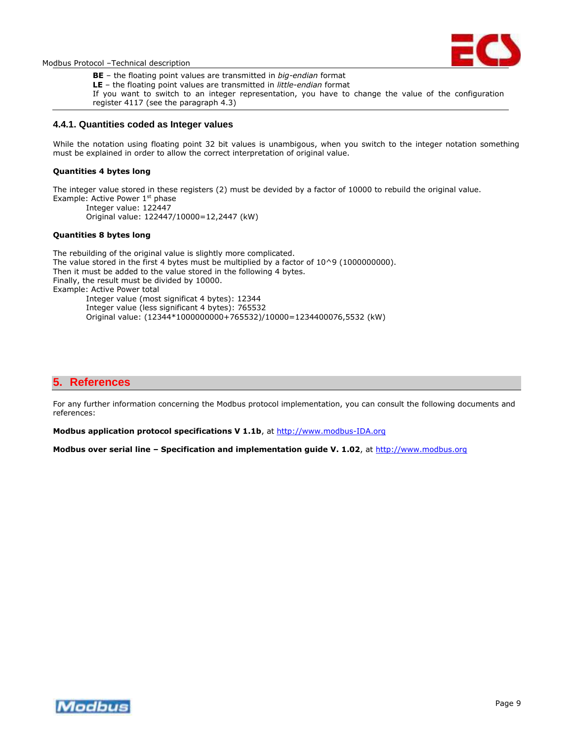**BE** – the floating point values are transmitted in *big-endian* format
**LE** – the floating point values are transmitted in *little-endian* format
If you want to switch to an integer representation, you have to change the value of the configuration register 4117 (see the paragraph 4.3)

### 4.4.1. Quantities coded as Integer values

While the notation using floating point 32 bit values is unambigous, when you switch to the integer notation something must be explained in order to allow the correct interpretation of original value.

**Quantities 4 bytes long**

The integer value stored in these registers (2) must be devided by a factor of 10000 to rebuild the original value.
Example: Active Power 1st phase

Integer value: 122447
Original value: 122447/10000=12,2447 (kW)

**Quantities 8 bytes long**

The rebuilding of the original value is slightly more complicated.
The value stored in the first 4 bytes must be multiplied by a factor of 10^9 (1000000000).
Then it must be added to the value stored in the following 4 bytes.
Finally, the result must be divided by 10000.
Example: Active Power total

Integer value (most significat 4 bytes): 12344
Integer value (less significant 4 bytes): 765532
Original value: (12344*1000000000+765532)/10000=1234400076,5532 (kW)

## 5. References

For any further information concerning the Modbus protocol implementation, you can consult the following documents and references:

**Modbus application protocol specifications V 1.1b**, at http://www.modbus-IDA.org

**Modbus over serial line – Specification and implementation guide V. 1.02**, at http://www.modbus.org